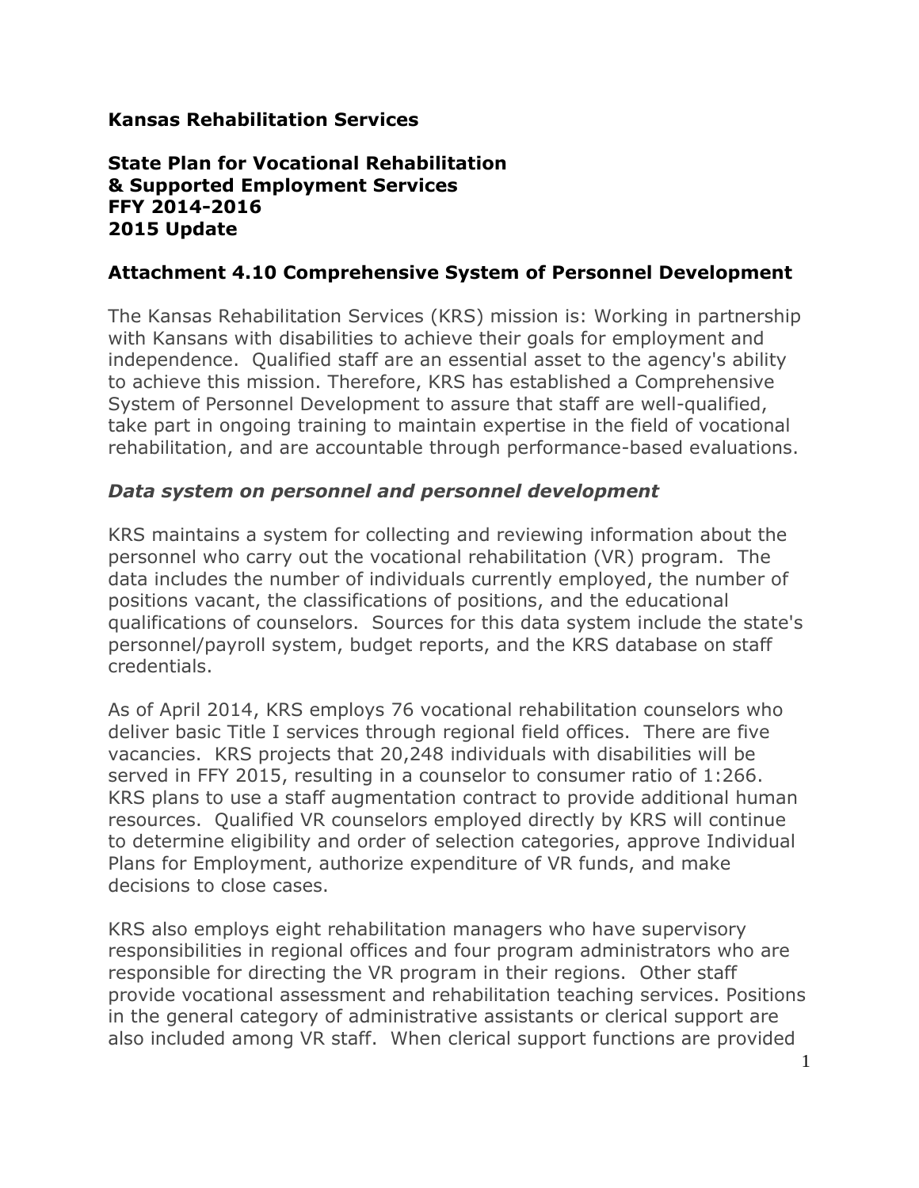**Kansas Rehabilitation Services**

**State Plan for Vocational Rehabilitation & Supported Employment Services FFY 2014-2016 2015 Update**

## Attachment 4.10 Comprehensive System of Personnel Development

The Kansas Rehabilitation Services (KRS) mission is: Working in partnership with Kansans with disabilities to achieve their goals for employment and independence. Qualified staff are an essential asset to the agency's ability to achieve this mission. Therefore, KRS has established a Comprehensive System of Personnel Development to assure that staff are well-qualified, take part in ongoing training to maintain expertise in the field of vocational rehabilitation, and are accountable through performance-based evaluations.

### *Data system on personnel and personnel development*

KRS maintains a system for collecting and reviewing information about the personnel who carry out the vocational rehabilitation (VR) program. The data includes the number of individuals currently employed, the number of positions vacant, the classifications of positions, and the educational qualifications of counselors. Sources for this data system include the state's personnel/payroll system, budget reports, and the KRS database on staff credentials.

As of April 2014, KRS employs 76 vocational rehabilitation counselors who deliver basic Title I services through regional field offices. There are five vacancies. KRS projects that 20,248 individuals with disabilities will be served in FFY 2015, resulting in a counselor to consumer ratio of 1:266. KRS plans to use a staff augmentation contract to provide additional human resources. Qualified VR counselors employed directly by KRS will continue to determine eligibility and order of selection categories, approve Individual Plans for Employment, authorize expenditure of VR funds, and make decisions to close cases.

KRS also employs eight rehabilitation managers who have supervisory responsibilities in regional offices and four program administrators who are responsible for directing the VR program in their regions. Other staff provide vocational assessment and rehabilitation teaching services. Positions in the general category of administrative assistants or clerical support are also included among VR staff. When clerical support functions are provided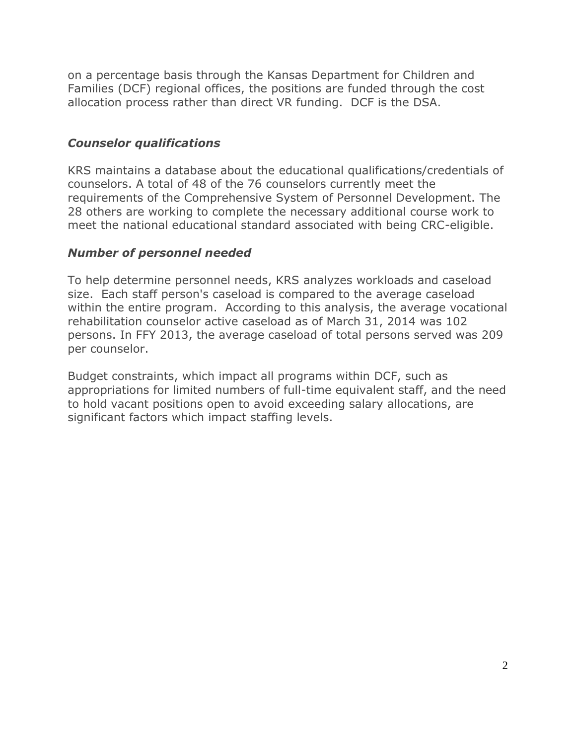on a percentage basis through the Kansas Department for Children and Families (DCF) regional offices, the positions are funded through the cost allocation process rather than direct VR funding. DCF is the DSA.

### *Counselor qualifications*

KRS maintains a database about the educational qualifications/credentials of counselors. A total of 48 of the 76 counselors currently meet the requirements of the Comprehensive System of Personnel Development. The 28 others are working to complete the necessary additional course work to meet the national educational standard associated with being CRC-eligible.

### *Number of personnel needed*

To help determine personnel needs, KRS analyzes workloads and caseload size. Each staff person's caseload is compared to the average caseload within the entire program. According to this analysis, the average vocational rehabilitation counselor active caseload as of March 31, 2014 was 102 persons. In FFY 2013, the average caseload of total persons served was 209 per counselor.

Budget constraints, which impact all programs within DCF, such as appropriations for limited numbers of full-time equivalent staff, and the need to hold vacant positions open to avoid exceeding salary allocations, are significant factors which impact staffing levels.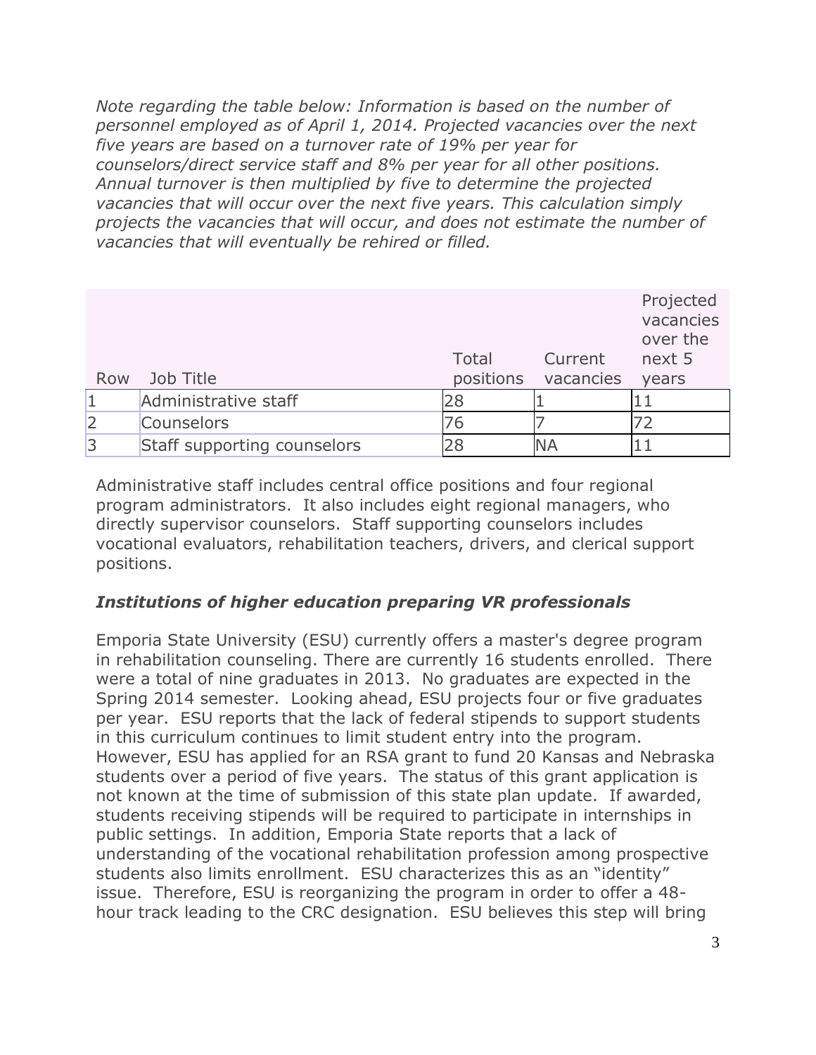*Note regarding the table below: Information is based on the number of personnel employed as of April 1, 2014. Projected vacancies over the next five years are based on a turnover rate of 19% per year for counselors/direct service staff and 8% per year for all other positions. Annual turnover is then multiplied by five to determine the projected vacancies that will occur over the next five years. This calculation simply projects the vacancies that will occur, and does not estimate the number of vacancies that will eventually be rehired or filled.*

| Row | Job Title | Total positions | Current vacancies | Projected vacancies over the next 5 years |
|---|---|---|---|---|
| 1 | Administrative staff | 28 | 1 | 11 |
| 2 | Counselors | 76 | 7 | 72 |
| 3 | Staff supporting counselors | 28 | NA | 11 |

Administrative staff includes central office positions and four regional program administrators. It also includes eight regional managers, who directly supervisor counselors. Staff supporting counselors includes vocational evaluators, rehabilitation teachers, drivers, and clerical support positions.

### *Institutions of higher education preparing VR professionals*

Emporia State University (ESU) currently offers a master's degree program in rehabilitation counseling. There are currently 16 students enrolled. There were a total of nine graduates in 2013. No graduates are expected in the Spring 2014 semester. Looking ahead, ESU projects four or five graduates per year. ESU reports that the lack of federal stipends to support students in this curriculum continues to limit student entry into the program. However, ESU has applied for an RSA grant to fund 20 Kansas and Nebraska students over a period of five years. The status of this grant application is not known at the time of submission of this state plan update. If awarded, students receiving stipends will be required to participate in internships in public settings. In addition, Emporia State reports that a lack of understanding of the vocational rehabilitation profession among prospective students also limits enrollment. ESU characterizes this as an "identity" issue. Therefore, ESU is reorganizing the program in order to offer a 48-hour track leading to the CRC designation. ESU believes this step will bring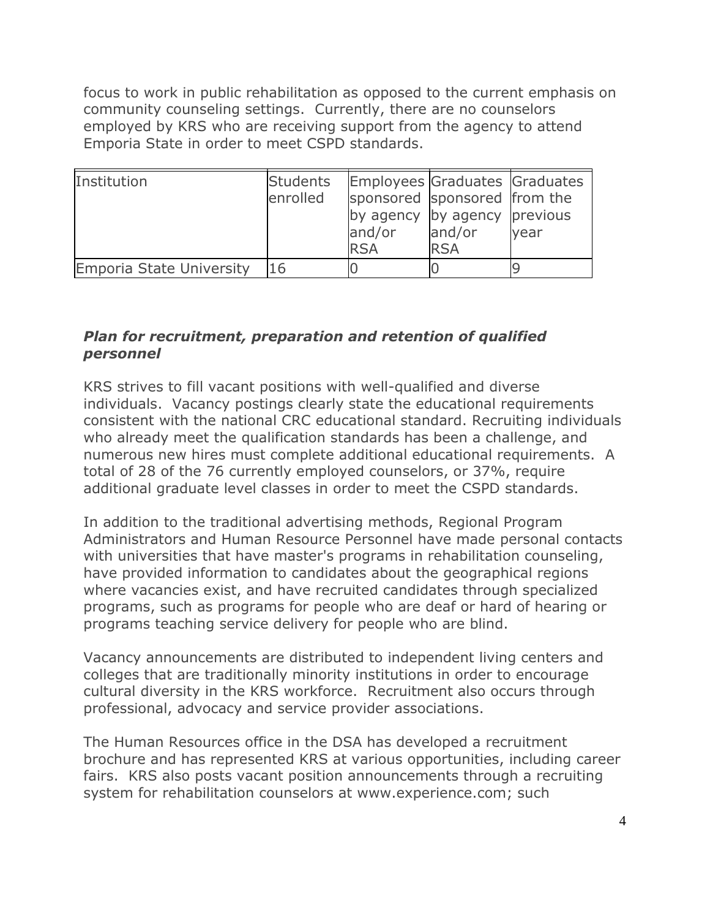focus to work in public rehabilitation as opposed to the current emphasis on community counseling settings. Currently, there are no counselors employed by KRS who are receiving support from the agency to attend Emporia State in order to meet CSPD standards.

| Institution | Students enrolled | Employees sponsored by agency and/or RSA | Graduates sponsored by agency and/or RSA | Graduates from the previous year |
|---|---|---|---|---|
| Emporia State University | 16 | 0 | 0 | 9 |

### *Plan for recruitment, preparation and retention of qualified personnel*

KRS strives to fill vacant positions with well-qualified and diverse individuals. Vacancy postings clearly state the educational requirements consistent with the national CRC educational standard. Recruiting individuals who already meet the qualification standards has been a challenge, and numerous new hires must complete additional educational requirements. A total of 28 of the 76 currently employed counselors, or 37%, require additional graduate level classes in order to meet the CSPD standards.

In addition to the traditional advertising methods, Regional Program Administrators and Human Resource Personnel have made personal contacts with universities that have master's programs in rehabilitation counseling, have provided information to candidates about the geographical regions where vacancies exist, and have recruited candidates through specialized programs, such as programs for people who are deaf or hard of hearing or programs teaching service delivery for people who are blind.

Vacancy announcements are distributed to independent living centers and colleges that are traditionally minority institutions in order to encourage cultural diversity in the KRS workforce. Recruitment also occurs through professional, advocacy and service provider associations.

The Human Resources office in the DSA has developed a recruitment brochure and has represented KRS at various opportunities, including career fairs. KRS also posts vacant position announcements through a recruiting system for rehabilitation counselors at www.experience.com; such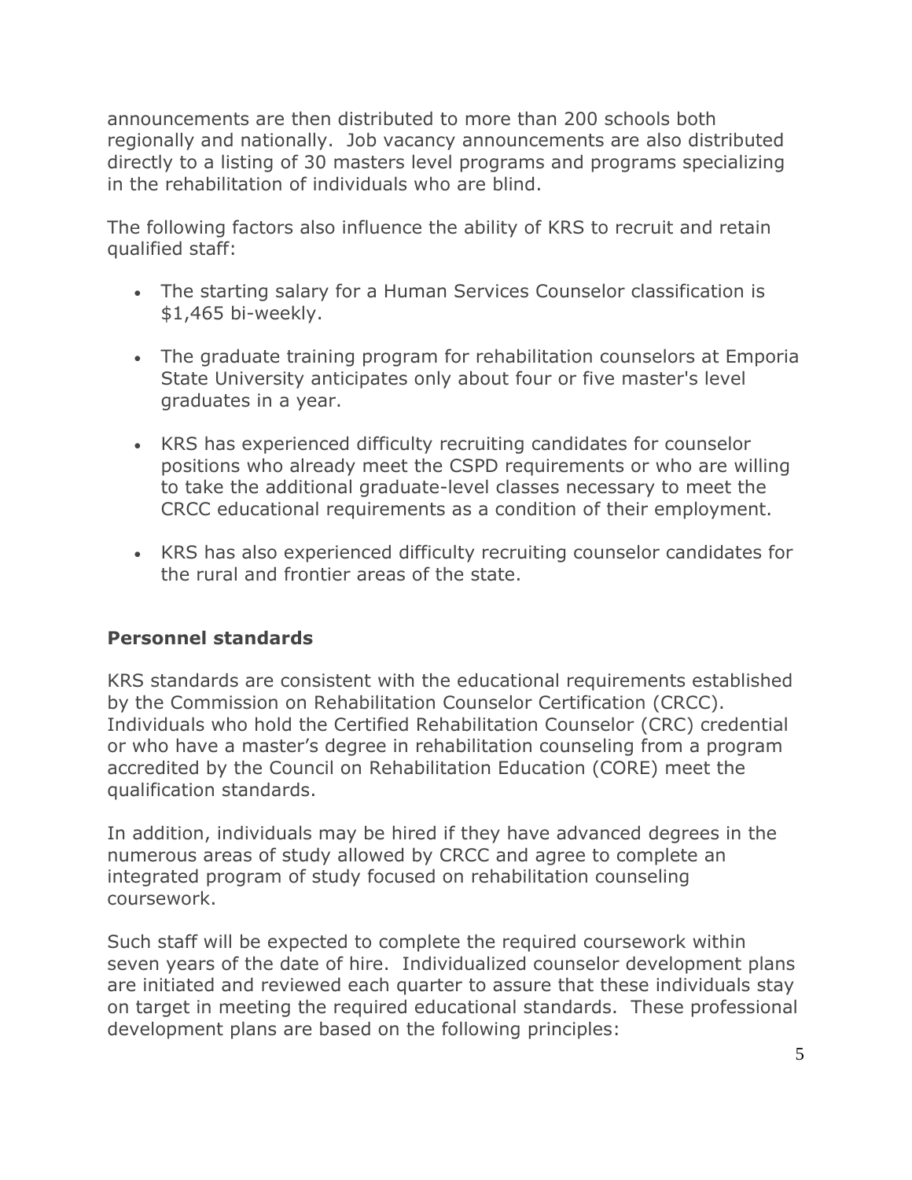announcements are then distributed to more than 200 schools both regionally and nationally. Job vacancy announcements are also distributed directly to a listing of 30 masters level programs and programs specializing in the rehabilitation of individuals who are blind.

The following factors also influence the ability of KRS to recruit and retain qualified staff:

- The starting salary for a Human Services Counselor classification is $1,465 bi-weekly.
- The graduate training program for rehabilitation counselors at Emporia State University anticipates only about four or five master's level graduates in a year.
- KRS has experienced difficulty recruiting candidates for counselor positions who already meet the CSPD requirements or who are willing to take the additional graduate-level classes necessary to meet the CRCC educational requirements as a condition of their employment.
- KRS has also experienced difficulty recruiting counselor candidates for the rural and frontier areas of the state.

## Personnel standards

KRS standards are consistent with the educational requirements established by the Commission on Rehabilitation Counselor Certification (CRCC). Individuals who hold the Certified Rehabilitation Counselor (CRC) credential or who have a master's degree in rehabilitation counseling from a program accredited by the Council on Rehabilitation Education (CORE) meet the qualification standards.

In addition, individuals may be hired if they have advanced degrees in the numerous areas of study allowed by CRCC and agree to complete an integrated program of study focused on rehabilitation counseling coursework.

Such staff will be expected to complete the required coursework within seven years of the date of hire. Individualized counselor development plans are initiated and reviewed each quarter to assure that these individuals stay on target in meeting the required educational standards. These professional development plans are based on the following principles: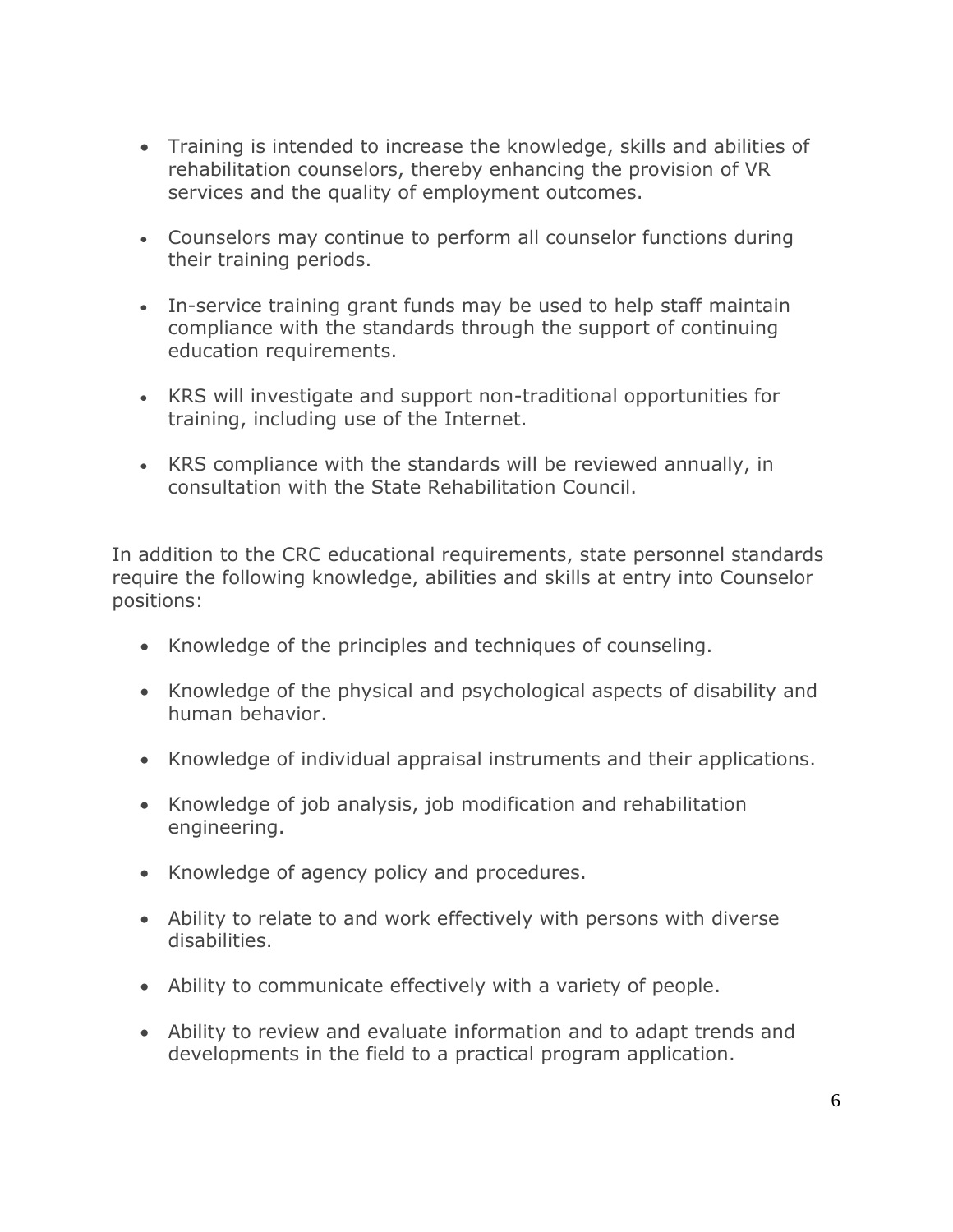- Training is intended to increase the knowledge, skills and abilities of rehabilitation counselors, thereby enhancing the provision of VR services and the quality of employment outcomes.
- Counselors may continue to perform all counselor functions during their training periods.
- In-service training grant funds may be used to help staff maintain compliance with the standards through the support of continuing education requirements.
- KRS will investigate and support non-traditional opportunities for training, including use of the Internet.
- KRS compliance with the standards will be reviewed annually, in consultation with the State Rehabilitation Council.

In addition to the CRC educational requirements, state personnel standards require the following knowledge, abilities and skills at entry into Counselor positions:

- Knowledge of the principles and techniques of counseling.
- Knowledge of the physical and psychological aspects of disability and human behavior.
- Knowledge of individual appraisal instruments and their applications.
- Knowledge of job analysis, job modification and rehabilitation engineering.
- Knowledge of agency policy and procedures.
- Ability to relate to and work effectively with persons with diverse disabilities.
- Ability to communicate effectively with a variety of people.
- Ability to review and evaluate information and to adapt trends and developments in the field to a practical program application.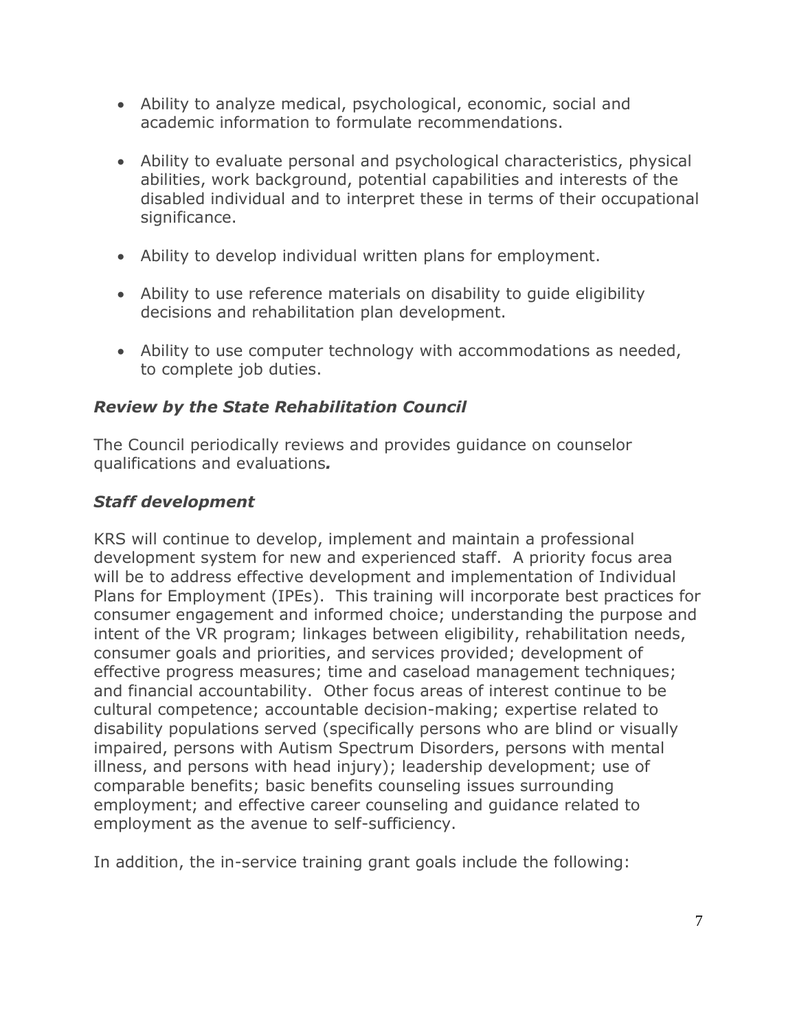- Ability to analyze medical, psychological, economic, social and academic information to formulate recommendations.
- Ability to evaluate personal and psychological characteristics, physical abilities, work background, potential capabilities and interests of the disabled individual and to interpret these in terms of their occupational significance.
- Ability to develop individual written plans for employment.
- Ability to use reference materials on disability to guide eligibility decisions and rehabilitation plan development.
- Ability to use computer technology with accommodations as needed, to complete job duties.

### *Review by the State Rehabilitation Council*

The Council periodically reviews and provides guidance on counselor qualifications and evaluations***.***

### *Staff development*

KRS will continue to develop, implement and maintain a professional development system for new and experienced staff. A priority focus area will be to address effective development and implementation of Individual Plans for Employment (IPEs). This training will incorporate best practices for consumer engagement and informed choice; understanding the purpose and intent of the VR program; linkages between eligibility, rehabilitation needs, consumer goals and priorities, and services provided; development of effective progress measures; time and caseload management techniques; and financial accountability. Other focus areas of interest continue to be cultural competence; accountable decision-making; expertise related to disability populations served (specifically persons who are blind or visually impaired, persons with Autism Spectrum Disorders, persons with mental illness, and persons with head injury); leadership development; use of comparable benefits; basic benefits counseling issues surrounding employment; and effective career counseling and guidance related to employment as the avenue to self-sufficiency.

In addition, the in-service training grant goals include the following: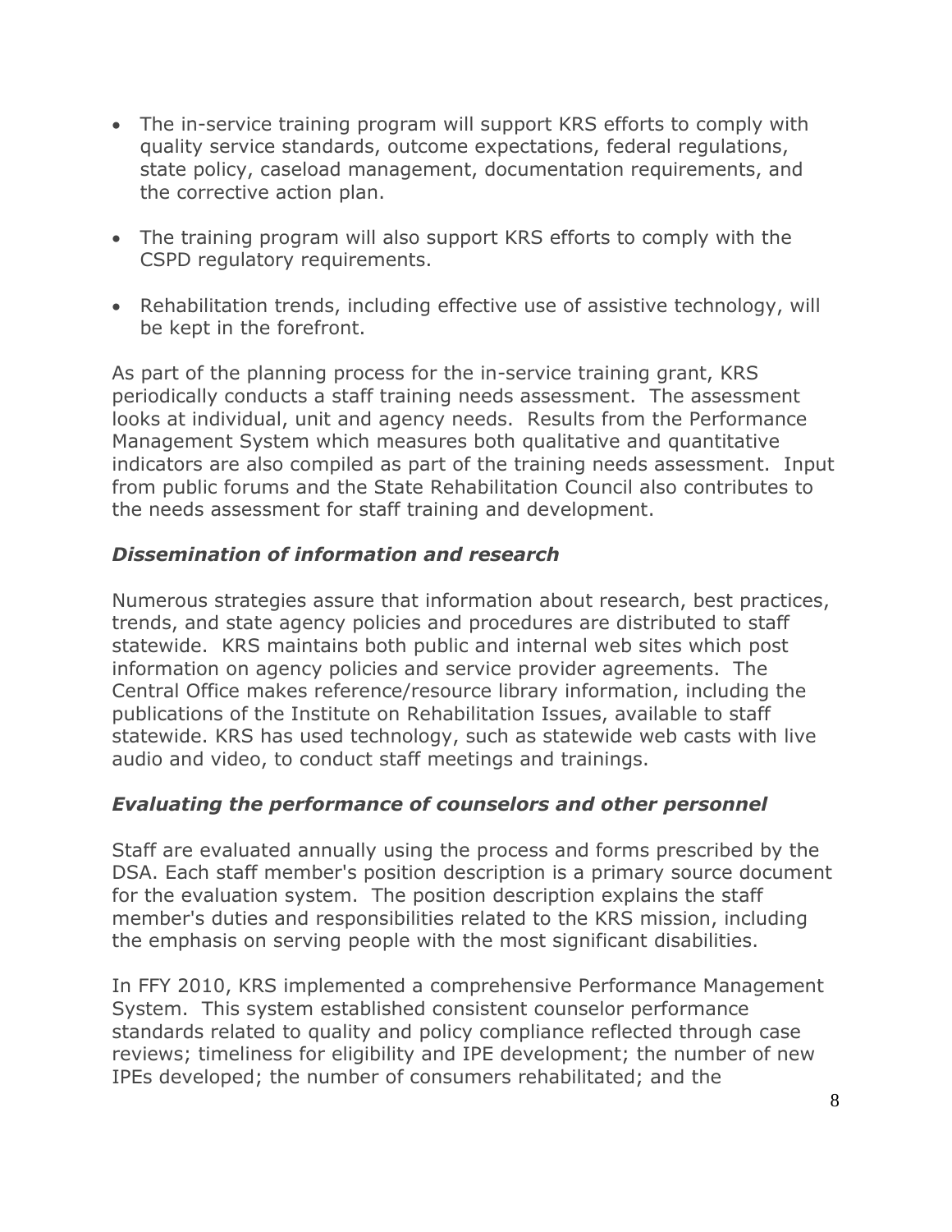- The in-service training program will support KRS efforts to comply with quality service standards, outcome expectations, federal regulations, state policy, caseload management, documentation requirements, and the corrective action plan.

- The training program will also support KRS efforts to comply with the CSPD regulatory requirements.

- Rehabilitation trends, including effective use of assistive technology, will be kept in the forefront.

As part of the planning process for the in-service training grant, KRS periodically conducts a staff training needs assessment. The assessment looks at individual, unit and agency needs. Results from the Performance Management System which measures both qualitative and quantitative indicators are also compiled as part of the training needs assessment. Input from public forums and the State Rehabilitation Council also contributes to the needs assessment for staff training and development.

### *Dissemination of information and research*

Numerous strategies assure that information about research, best practices, trends, and state agency policies and procedures are distributed to staff statewide. KRS maintains both public and internal web sites which post information on agency policies and service provider agreements. The Central Office makes reference/resource library information, including the publications of the Institute on Rehabilitation Issues, available to staff statewide. KRS has used technology, such as statewide web casts with live audio and video, to conduct staff meetings and trainings.

### *Evaluating the performance of counselors and other personnel*

Staff are evaluated annually using the process and forms prescribed by the DSA. Each staff member's position description is a primary source document for the evaluation system. The position description explains the staff member's duties and responsibilities related to the KRS mission, including the emphasis on serving people with the most significant disabilities.

In FFY 2010, KRS implemented a comprehensive Performance Management System. This system established consistent counselor performance standards related to quality and policy compliance reflected through case reviews; timeliness for eligibility and IPE development; the number of new IPEs developed; the number of consumers rehabilitated; and the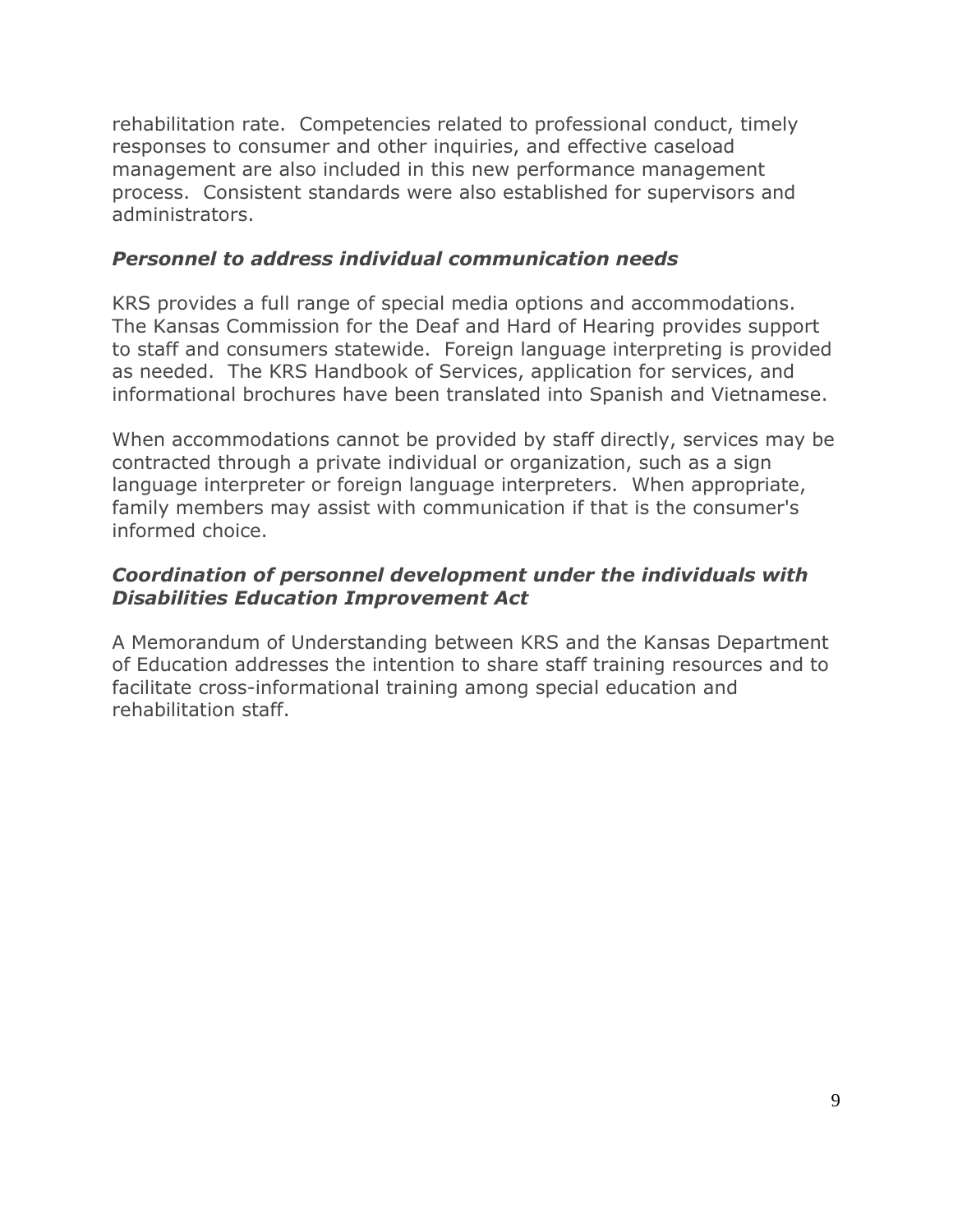rehabilitation rate. Competencies related to professional conduct, timely responses to consumer and other inquiries, and effective caseload management are also included in this new performance management process. Consistent standards were also established for supervisors and administrators.

### *Personnel to address individual communication needs*

KRS provides a full range of special media options and accommodations. The Kansas Commission for the Deaf and Hard of Hearing provides support to staff and consumers statewide. Foreign language interpreting is provided as needed. The KRS Handbook of Services, application for services, and informational brochures have been translated into Spanish and Vietnamese.

When accommodations cannot be provided by staff directly, services may be contracted through a private individual or organization, such as a sign language interpreter or foreign language interpreters. When appropriate, family members may assist with communication if that is the consumer's informed choice.

### *Coordination of personnel development under the individuals with Disabilities Education Improvement Act*

A Memorandum of Understanding between KRS and the Kansas Department of Education addresses the intention to share staff training resources and to facilitate cross-informational training among special education and rehabilitation staff.